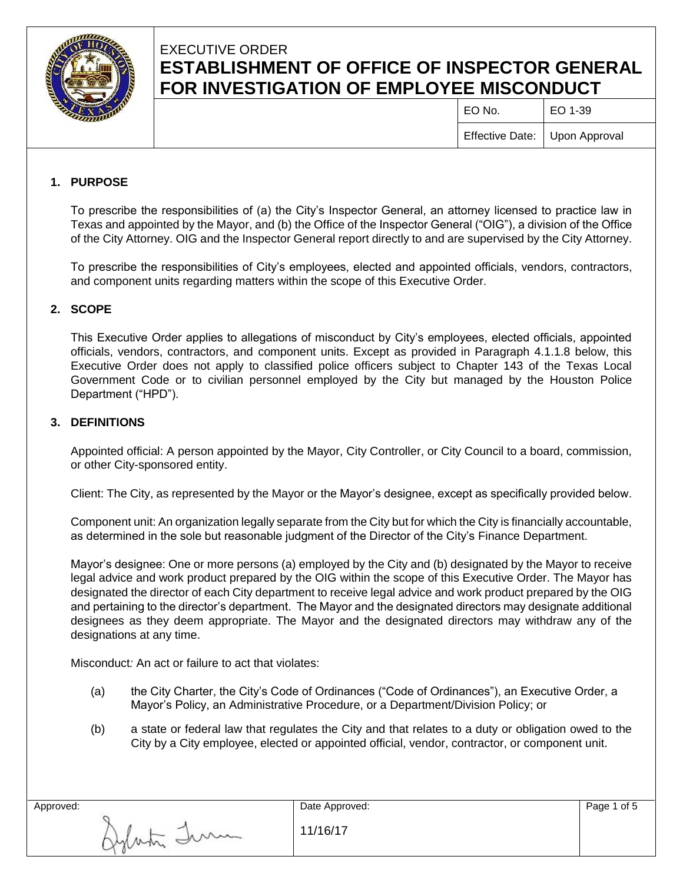EXECUTIVE ORDER

# ESTABLISHMENT OF OFFICE OF INSPECTOR GENERAL FOR INVESTIGATION OF EMPLOYEE MISCONDUCT

| | |
|---|---|
| EO No. | EO 1-39 |
| Effective Date: | Upon Approval |

## 1. PURPOSE

To prescribe the responsibilities of (a) the City's Inspector General, an attorney licensed to practice law in Texas and appointed by the Mayor, and (b) the Office of the Inspector General ("OIG"), a division of the Office of the City Attorney. OIG and the Inspector General report directly to and are supervised by the City Attorney.

To prescribe the responsibilities of City's employees, elected and appointed officials, vendors, contractors, and component units regarding matters within the scope of this Executive Order.

## 2. SCOPE

This Executive Order applies to allegations of misconduct by City's employees, elected officials, appointed officials, vendors, contractors, and component units. Except as provided in Paragraph 4.1.1.8 below, this Executive Order does not apply to classified police officers subject to Chapter 143 of the Texas Local Government Code or to civilian personnel employed by the City but managed by the Houston Police Department ("HPD").

## 3. DEFINITIONS

Appointed official: A person appointed by the Mayor, City Controller, or City Council to a board, commission, or other City-sponsored entity.

Client: The City, as represented by the Mayor or the Mayor's designee, except as specifically provided below.

Component unit: An organization legally separate from the City but for which the City is financially accountable, as determined in the sole but reasonable judgment of the Director of the City's Finance Department.

Mayor's designee: One or more persons (a) employed by the City and (b) designated by the Mayor to receive legal advice and work product prepared by the OIG within the scope of this Executive Order. The Mayor has designated the director of each City department to receive legal advice and work product prepared by the OIG and pertaining to the director's department. The Mayor and the designated directors may designate additional designees as they deem appropriate. The Mayor and the designated directors may withdraw any of the designations at any time.

Misconduct*:* An act or failure to act that violates:

(a) the City Charter, the City's Code of Ordinances ("Code of Ordinances"), an Executive Order, a Mayor's Policy, an Administrative Procedure, or a Department/Division Policy; or

(b) a state or federal law that regulates the City and that relates to a duty or obligation owed to the City by a City employee, elected or appointed official, vendor, contractor, or component unit.

| Approved: | Date Approved: |
|---|---|
| [Signature] | 11/16/17 |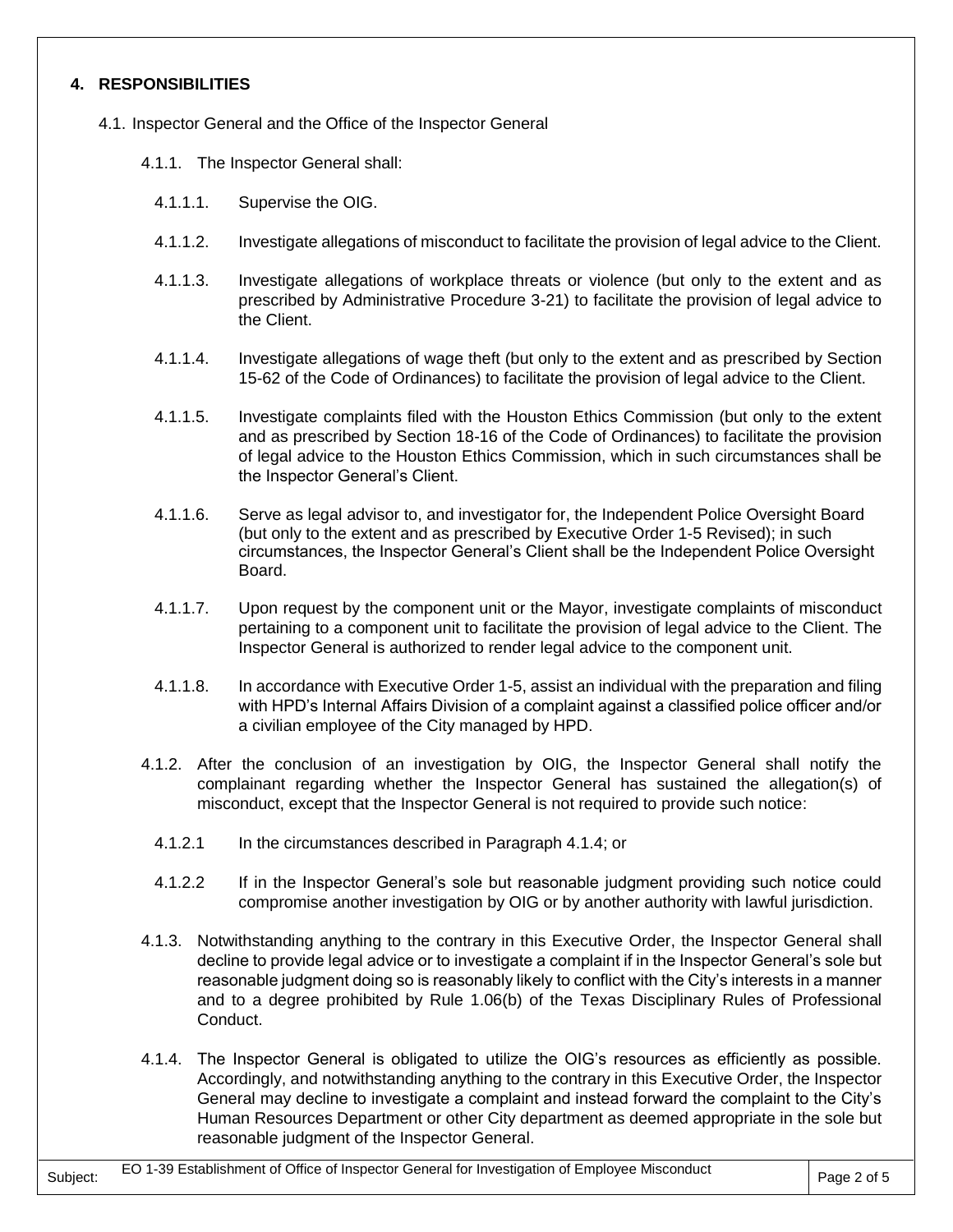## 4. RESPONSIBILITIES

4.1. Inspector General and the Office of the Inspector General

4.1.1. The Inspector General shall:

4.1.1.1. Supervise the OIG.

4.1.1.2. Investigate allegations of misconduct to facilitate the provision of legal advice to the Client.

4.1.1.3. Investigate allegations of workplace threats or violence (but only to the extent and as prescribed by Administrative Procedure 3-21) to facilitate the provision of legal advice to the Client.

4.1.1.4. Investigate allegations of wage theft (but only to the extent and as prescribed by Section 15-62 of the Code of Ordinances) to facilitate the provision of legal advice to the Client.

4.1.1.5. Investigate complaints filed with the Houston Ethics Commission (but only to the extent and as prescribed by Section 18-16 of the Code of Ordinances) to facilitate the provision of legal advice to the Houston Ethics Commission, which in such circumstances shall be the Inspector General's Client.

4.1.1.6. Serve as legal advisor to, and investigator for, the Independent Police Oversight Board (but only to the extent and as prescribed by Executive Order 1-5 Revised); in such circumstances, the Inspector General's Client shall be the Independent Police Oversight Board.

4.1.1.7. Upon request by the component unit or the Mayor, investigate complaints of misconduct pertaining to a component unit to facilitate the provision of legal advice to the Client. The Inspector General is authorized to render legal advice to the component unit.

4.1.1.8. In accordance with Executive Order 1-5, assist an individual with the preparation and filing with HPD's Internal Affairs Division of a complaint against a classified police officer and/or a civilian employee of the City managed by HPD.

4.1.2. After the conclusion of an investigation by OIG, the Inspector General shall notify the complainant regarding whether the Inspector General has sustained the allegation(s) of misconduct, except that the Inspector General is not required to provide such notice:

4.1.2.1 In the circumstances described in Paragraph 4.1.4; or

4.1.2.2 If in the Inspector General's sole but reasonable judgment providing such notice could compromise another investigation by OIG or by another authority with lawful jurisdiction.

4.1.3. Notwithstanding anything to the contrary in this Executive Order, the Inspector General shall decline to provide legal advice or to investigate a complaint if in the Inspector General's sole but reasonable judgment doing so is reasonably likely to conflict with the City's interests in a manner and to a degree prohibited by Rule 1.06(b) of the Texas Disciplinary Rules of Professional Conduct.

4.1.4. The Inspector General is obligated to utilize the OIG's resources as efficiently as possible. Accordingly, and notwithstanding anything to the contrary in this Executive Order, the Inspector General may decline to investigate a complaint and instead forward the complaint to the City's Human Resources Department or other City department as deemed appropriate in the sole but reasonable judgment of the Inspector General.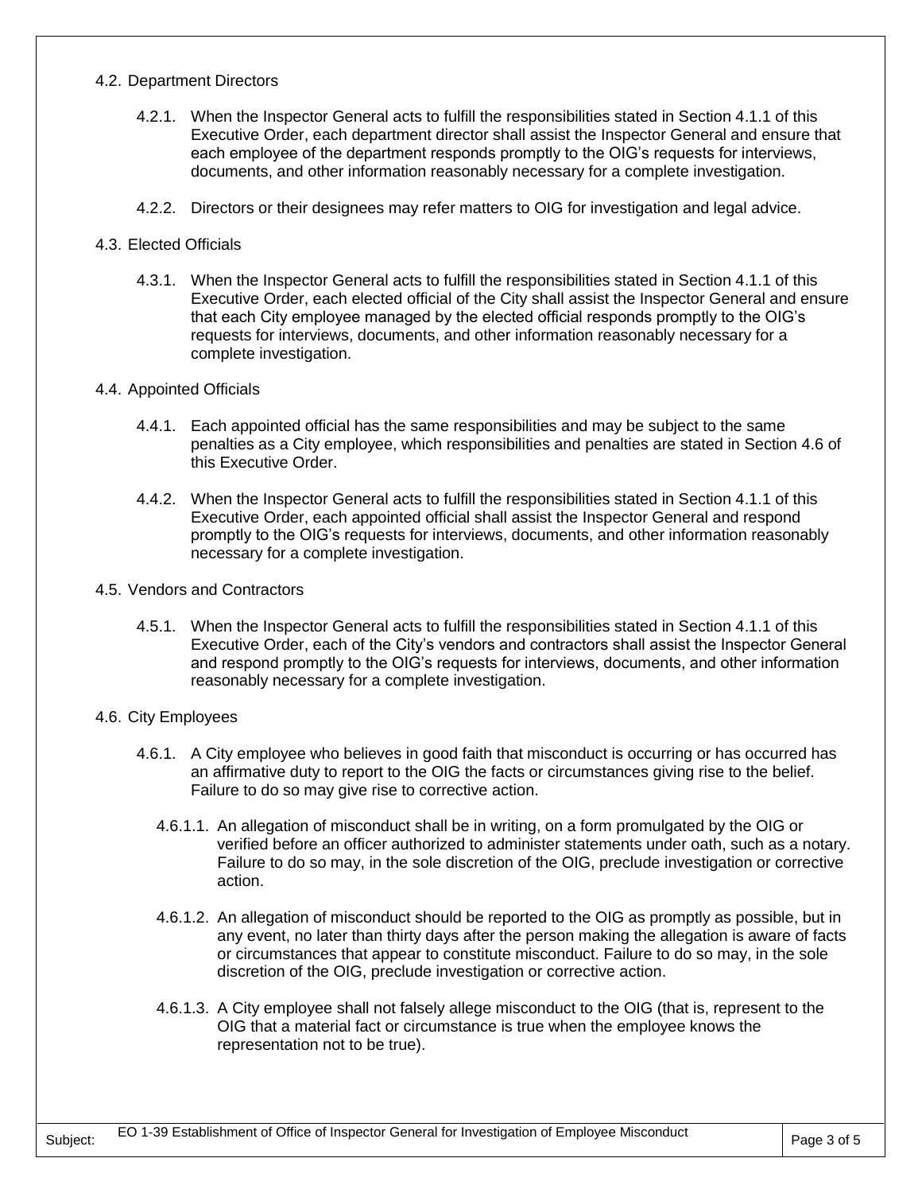4.2. Department Directors

4.2.1. When the Inspector General acts to fulfill the responsibilities stated in Section 4.1.1 of this Executive Order, each department director shall assist the Inspector General and ensure that each employee of the department responds promptly to the OIG's requests for interviews, documents, and other information reasonably necessary for a complete investigation.

4.2.2. Directors or their designees may refer matters to OIG for investigation and legal advice.

4.3. Elected Officials

4.3.1. When the Inspector General acts to fulfill the responsibilities stated in Section 4.1.1 of this Executive Order, each elected official of the City shall assist the Inspector General and ensure that each City employee managed by the elected official responds promptly to the OIG's requests for interviews, documents, and other information reasonably necessary for a complete investigation.

4.4. Appointed Officials

4.4.1. Each appointed official has the same responsibilities and may be subject to the same penalties as a City employee, which responsibilities and penalties are stated in Section 4.6 of this Executive Order.

4.4.2. When the Inspector General acts to fulfill the responsibilities stated in Section 4.1.1 of this Executive Order, each appointed official shall assist the Inspector General and respond promptly to the OIG's requests for interviews, documents, and other information reasonably necessary for a complete investigation.

4.5. Vendors and Contractors

4.5.1. When the Inspector General acts to fulfill the responsibilities stated in Section 4.1.1 of this Executive Order, each of the City's vendors and contractors shall assist the Inspector General and respond promptly to the OIG's requests for interviews, documents, and other information reasonably necessary for a complete investigation.

4.6. City Employees

4.6.1. A City employee who believes in good faith that misconduct is occurring or has occurred has an affirmative duty to report to the OIG the facts or circumstances giving rise to the belief. Failure to do so may give rise to corrective action.

4.6.1.1. An allegation of misconduct shall be in writing, on a form promulgated by the OIG or verified before an officer authorized to administer statements under oath, such as a notary. Failure to do so may, in the sole discretion of the OIG, preclude investigation or corrective action.

4.6.1.2. An allegation of misconduct should be reported to the OIG as promptly as possible, but in any event, no later than thirty days after the person making the allegation is aware of facts or circumstances that appear to constitute misconduct. Failure to do so may, in the sole discretion of the OIG, preclude investigation or corrective action.

4.6.1.3. A City employee shall not falsely allege misconduct to the OIG (that is, represent to the OIG that a material fact or circumstance is true when the employee knows the representation not to be true).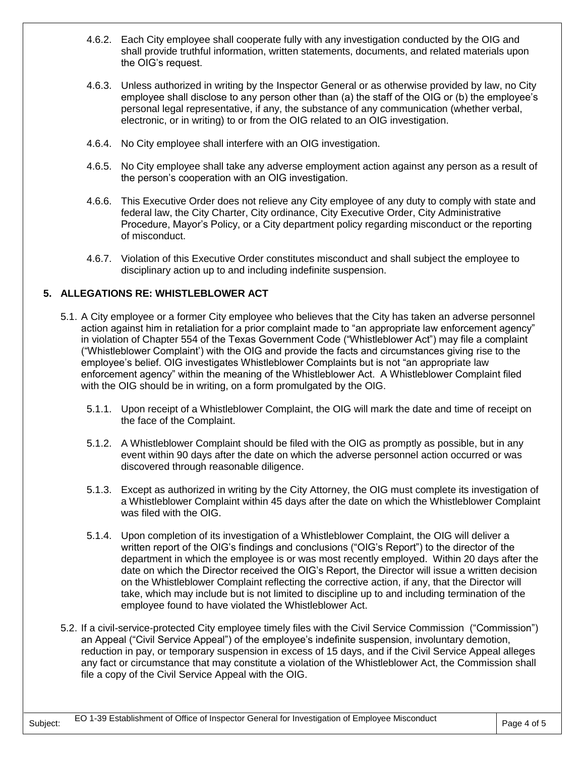4.6.2. Each City employee shall cooperate fully with any investigation conducted by the OIG and shall provide truthful information, written statements, documents, and related materials upon the OIG's request.

4.6.3. Unless authorized in writing by the Inspector General or as otherwise provided by law, no City employee shall disclose to any person other than (a) the staff of the OIG or (b) the employee's personal legal representative, if any, the substance of any communication (whether verbal, electronic, or in writing) to or from the OIG related to an OIG investigation.

4.6.4. No City employee shall interfere with an OIG investigation.

4.6.5. No City employee shall take any adverse employment action against any person as a result of the person's cooperation with an OIG investigation.

4.6.6. This Executive Order does not relieve any City employee of any duty to comply with state and federal law, the City Charter, City ordinance, City Executive Order, City Administrative Procedure, Mayor's Policy, or a City department policy regarding misconduct or the reporting of misconduct.

4.6.7. Violation of this Executive Order constitutes misconduct and shall subject the employee to disciplinary action up to and including indefinite suspension.

## 5. ALLEGATIONS RE: WHISTLEBLOWER ACT

5.1. A City employee or a former City employee who believes that the City has taken an adverse personnel action against him in retaliation for a prior complaint made to "an appropriate law enforcement agency" in violation of Chapter 554 of the Texas Government Code ("Whistleblower Act") may file a complaint ("Whistleblower Complaint') with the OIG and provide the facts and circumstances giving rise to the employee's belief. OIG investigates Whistleblower Complaints but is not "an appropriate law enforcement agency" within the meaning of the Whistleblower Act. A Whistleblower Complaint filed with the OIG should be in writing, on a form promulgated by the OIG.

5.1.1. Upon receipt of a Whistleblower Complaint, the OIG will mark the date and time of receipt on the face of the Complaint.

5.1.2. A Whistleblower Complaint should be filed with the OIG as promptly as possible, but in any event within 90 days after the date on which the adverse personnel action occurred or was discovered through reasonable diligence.

5.1.3. Except as authorized in writing by the City Attorney, the OIG must complete its investigation of a Whistleblower Complaint within 45 days after the date on which the Whistleblower Complaint was filed with the OIG.

5.1.4. Upon completion of its investigation of a Whistleblower Complaint, the OIG will deliver a written report of the OIG's findings and conclusions ("OIG's Report") to the director of the department in which the employee is or was most recently employed. Within 20 days after the date on which the Director received the OIG's Report, the Director will issue a written decision on the Whistleblower Complaint reflecting the corrective action, if any, that the Director will take, which may include but is not limited to discipline up to and including termination of the employee found to have violated the Whistleblower Act.

5.2. If a civil-service-protected City employee timely files with the Civil Service Commission ("Commission") an Appeal ("Civil Service Appeal") of the employee's indefinite suspension, involuntary demotion, reduction in pay, or temporary suspension in excess of 15 days, and if the Civil Service Appeal alleges any fact or circumstance that may constitute a violation of the Whistleblower Act, the Commission shall file a copy of the Civil Service Appeal with the OIG.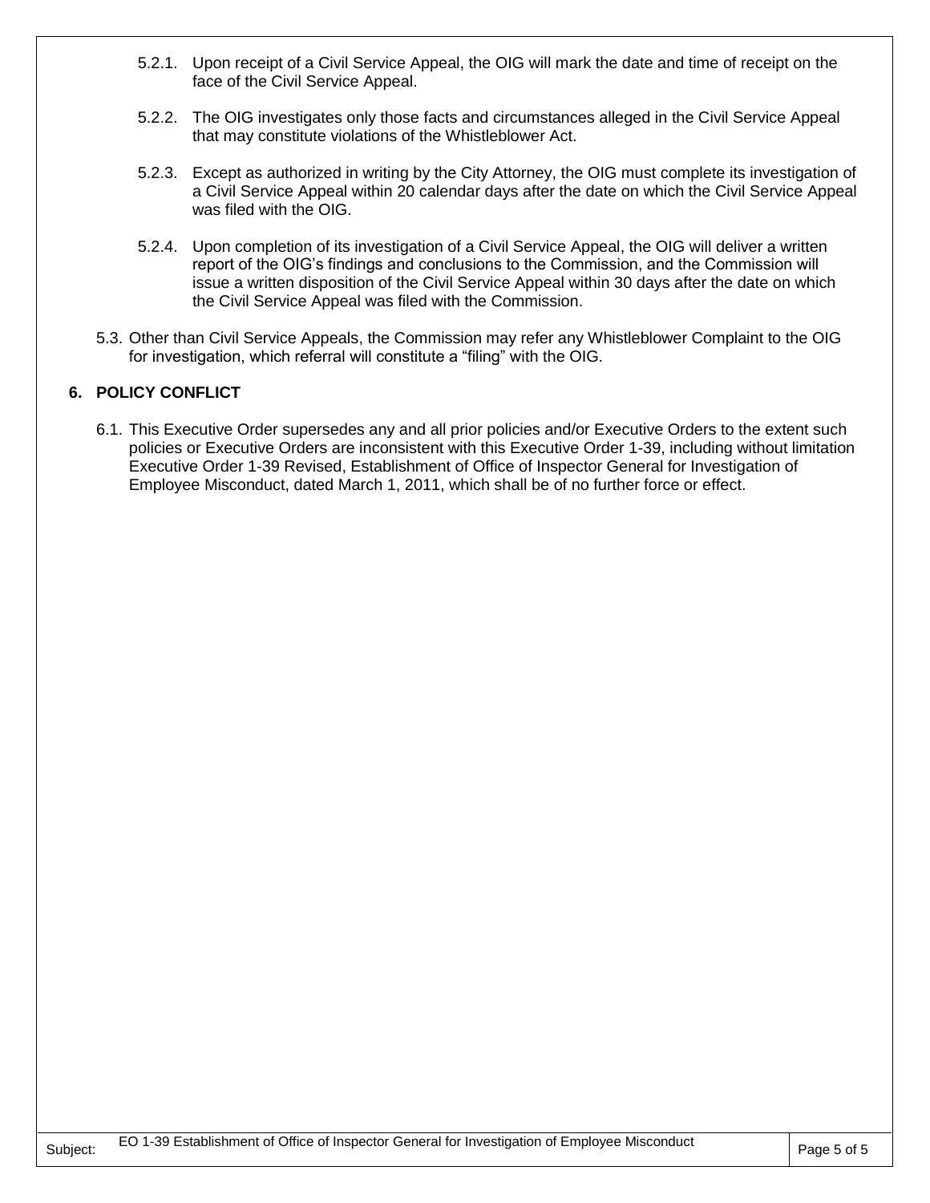5.2.1. Upon receipt of a Civil Service Appeal, the OIG will mark the date and time of receipt on the face of the Civil Service Appeal.

5.2.2. The OIG investigates only those facts and circumstances alleged in the Civil Service Appeal that may constitute violations of the Whistleblower Act.

5.2.3. Except as authorized in writing by the City Attorney, the OIG must complete its investigation of a Civil Service Appeal within 20 calendar days after the date on which the Civil Service Appeal was filed with the OIG.

5.2.4. Upon completion of its investigation of a Civil Service Appeal, the OIG will deliver a written report of the OIG's findings and conclusions to the Commission, and the Commission will issue a written disposition of the Civil Service Appeal within 30 days after the date on which the Civil Service Appeal was filed with the Commission.

5.3. Other than Civil Service Appeals, the Commission may refer any Whistleblower Complaint to the OIG for investigation, which referral will constitute a "filing" with the OIG.

## 6. POLICY CONFLICT

6.1. This Executive Order supersedes any and all prior policies and/or Executive Orders to the extent such policies or Executive Orders are inconsistent with this Executive Order 1-39, including without limitation Executive Order 1-39 Revised, Establishment of Office of Inspector General for Investigation of Employee Misconduct, dated March 1, 2011, which shall be of no further force or effect.